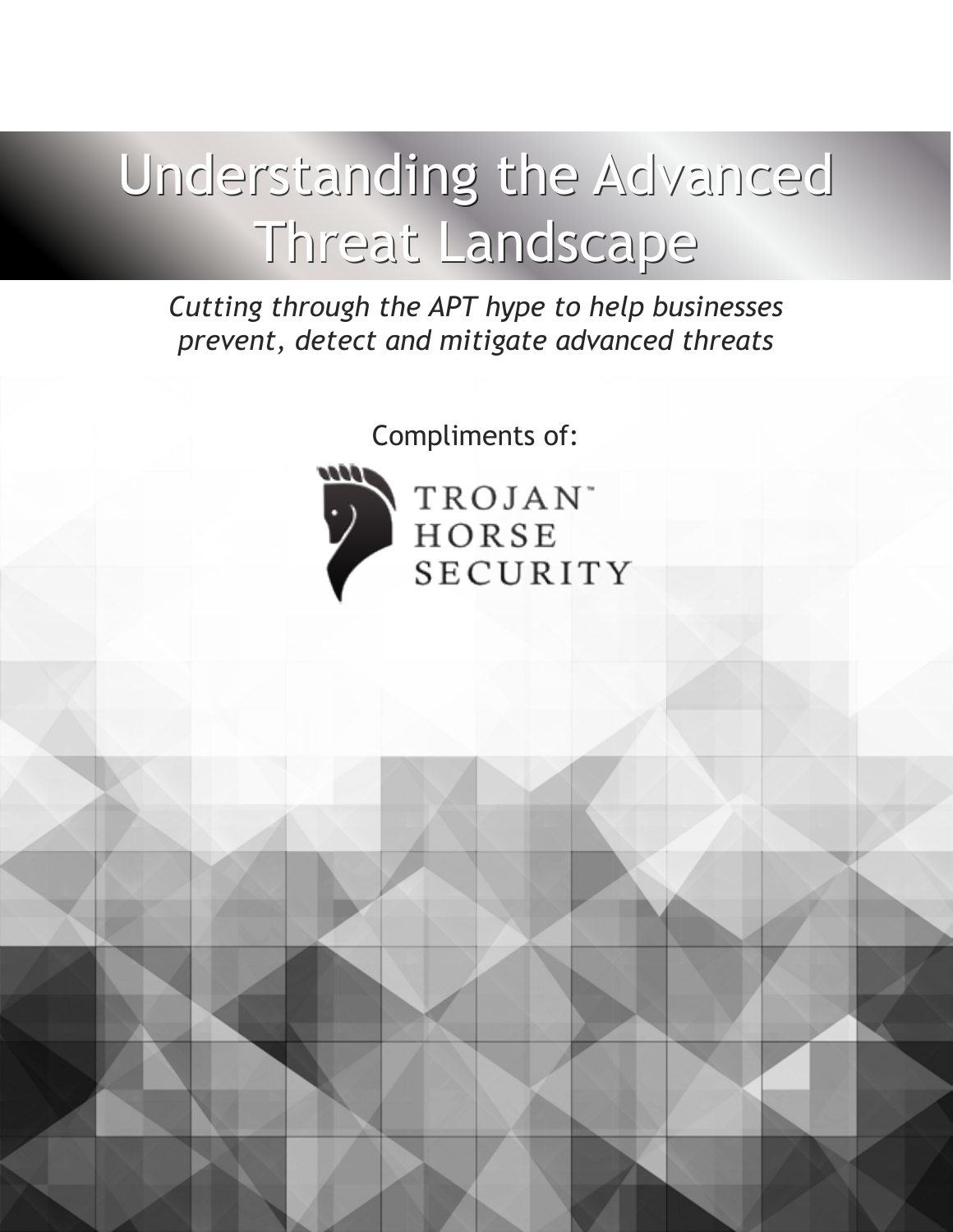# Understanding the Advanced Threat Landscape

*Cutting through the APT hype to help businesses prevent, detect and mitigate advanced threats*

Compliments of:

TROJAN™ HORSE SECURITY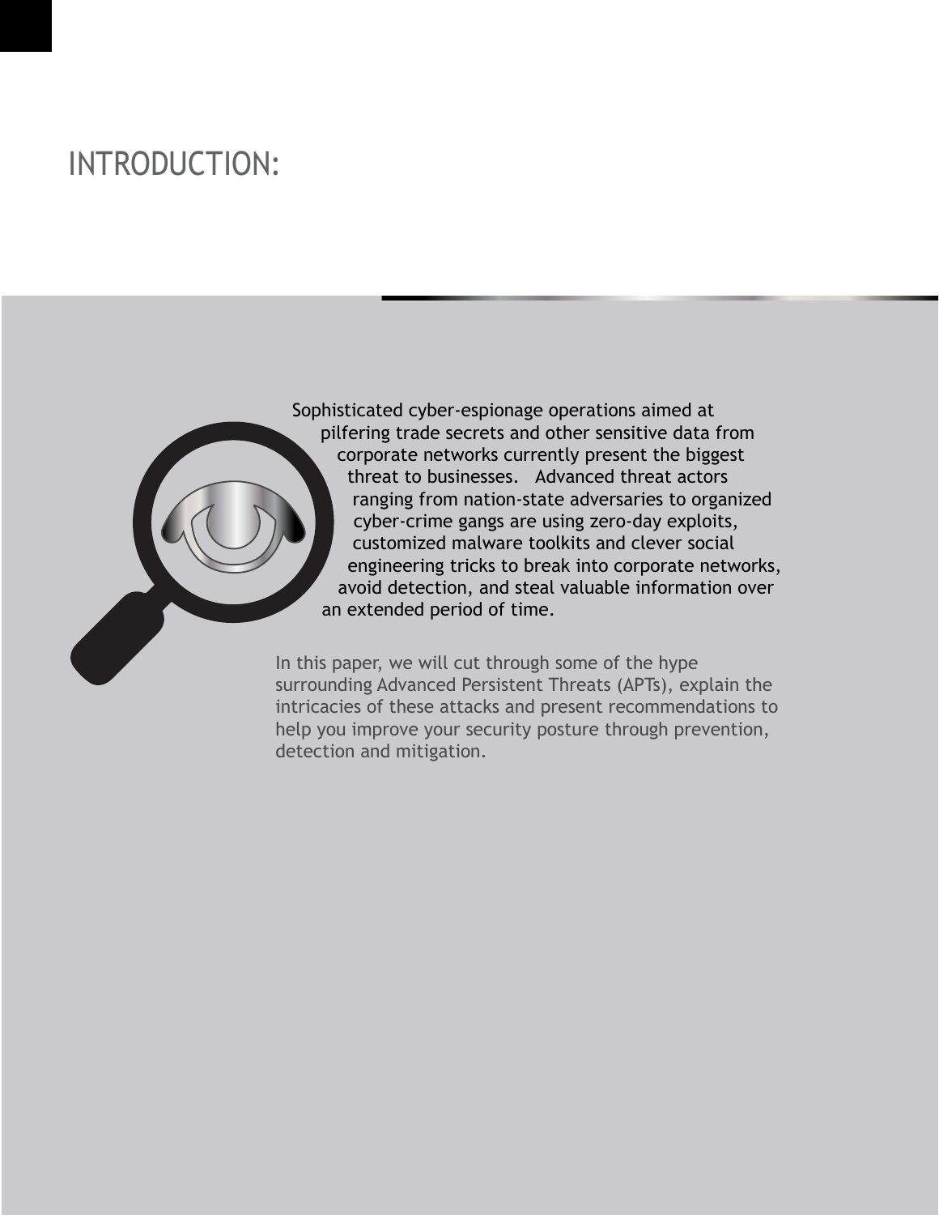# INTRODUCTION:

Sophisticated cyber-espionage operations aimed at pilfering trade secrets and other sensitive data from corporate networks currently present the biggest threat to businesses. Advanced threat actors ranging from nation-state adversaries to organized cyber-crime gangs are using zero-day exploits, customized malware toolkits and clever social engineering tricks to break into corporate networks, avoid detection, and steal valuable information over an extended period of time.

In this paper, we will cut through some of the hype surrounding Advanced Persistent Threats (APTs), explain the intricacies of these attacks and present recommendations to help you improve your security posture through prevention, detection and mitigation.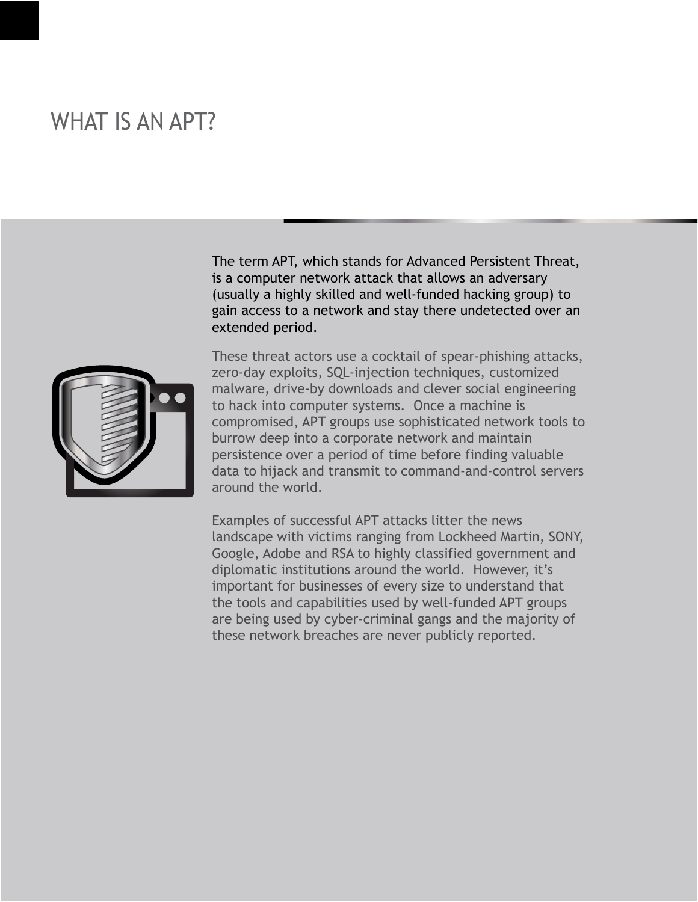# WHAT IS AN APT?

The term APT, which stands for Advanced Persistent Threat, is a computer network attack that allows an adversary (usually a highly skilled and well-funded hacking group) to gain access to a network and stay there undetected over an extended period.

These threat actors use a cocktail of spear-phishing attacks, zero-day exploits, SQL-injection techniques, customized malware, drive-by downloads and clever social engineering to hack into computer systems. Once a machine is compromised, APT groups use sophisticated network tools to burrow deep into a corporate network and maintain persistence over a period of time before finding valuable data to hijack and transmit to command-and-control servers around the world.

Examples of successful APT attacks litter the news landscape with victims ranging from Lockheed Martin, SONY, Google, Adobe and RSA to highly classified government and diplomatic institutions around the world. However, it's important for businesses of every size to understand that the tools and capabilities used by well-funded APT groups are being used by cyber-criminal gangs and the majority of these network breaches are never publicly reported.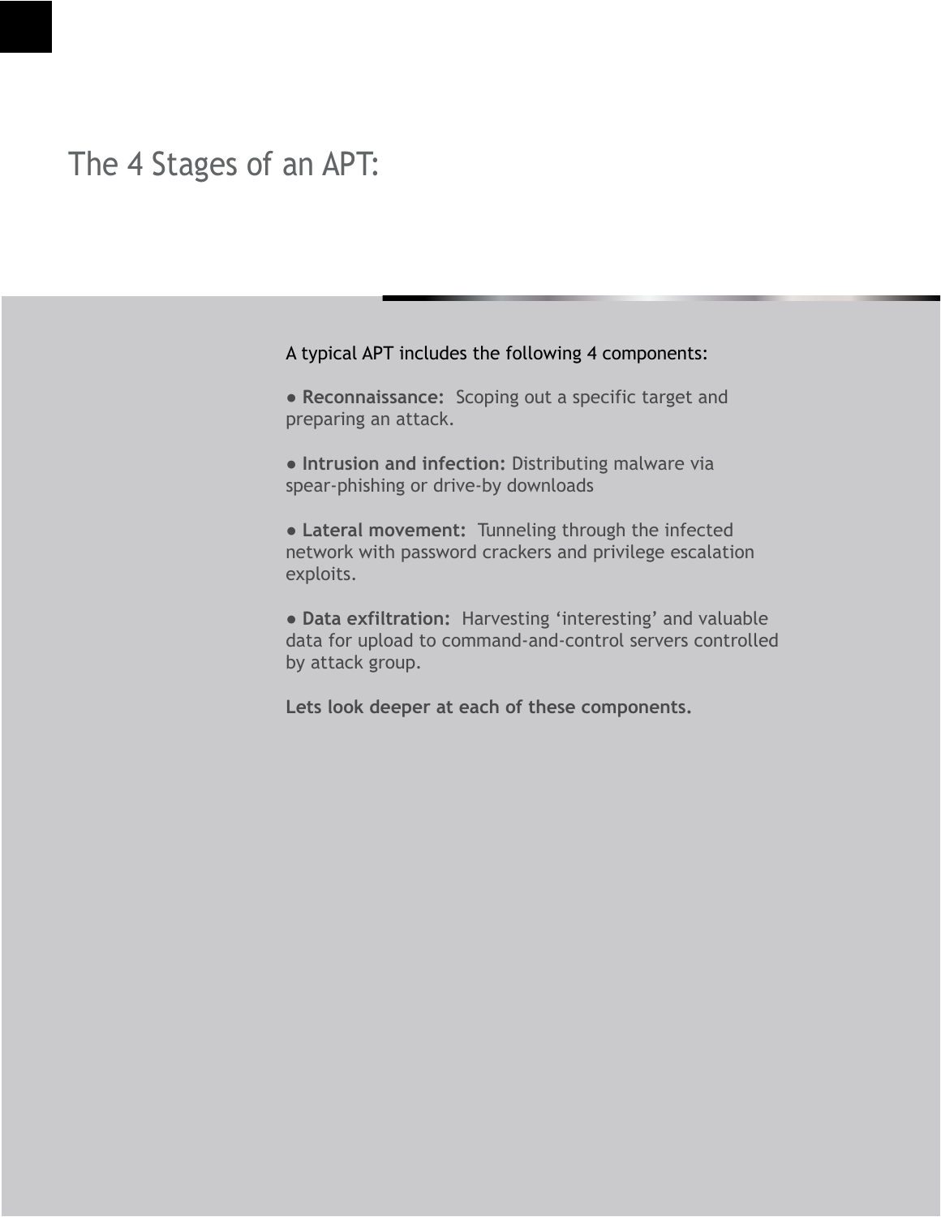# The 4 Stages of an APT:

A typical APT includes the following 4 components:

- **Reconnaissance:** Scoping out a specific target and preparing an attack.

- **Intrusion and infection:** Distributing malware via spear-phishing or drive-by downloads

- **Lateral movement:** Tunneling through the infected network with password crackers and privilege escalation exploits.

- **Data exfiltration:** Harvesting 'interesting' and valuable data for upload to command-and-control servers controlled by attack group.

**Lets look deeper at each of these components.**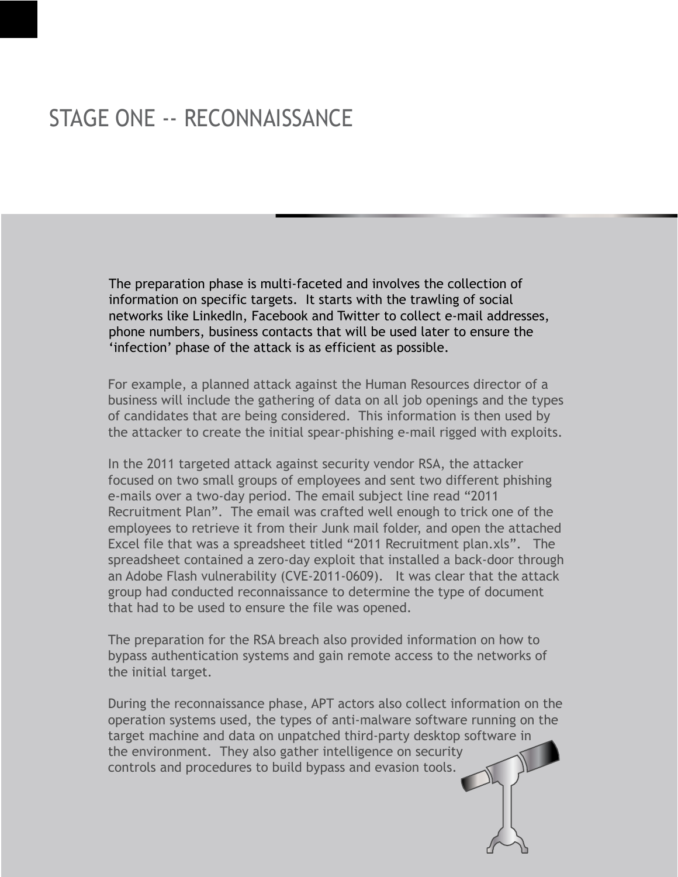# STAGE ONE -- RECONNAISSANCE

The preparation phase is multi-faceted and involves the collection of information on specific targets. It starts with the trawling of social networks like LinkedIn, Facebook and Twitter to collect e-mail addresses, phone numbers, business contacts that will be used later to ensure the 'infection' phase of the attack is as efficient as possible.

For example, a planned attack against the Human Resources director of a business will include the gathering of data on all job openings and the types of candidates that are being considered. This information is then used by the attacker to create the initial spear-phishing e-mail rigged with exploits.

In the 2011 targeted attack against security vendor RSA, the attacker focused on two small groups of employees and sent two different phishing e-mails over a two-day period. The email subject line read "2011 Recruitment Plan". The email was crafted well enough to trick one of the employees to retrieve it from their Junk mail folder, and open the attached Excel file that was a spreadsheet titled "2011 Recruitment plan.xls". The spreadsheet contained a zero-day exploit that installed a back-door through an Adobe Flash vulnerability (CVE-2011-0609). It was clear that the attack group had conducted reconnaissance to determine the type of document that had to be used to ensure the file was opened.

The preparation for the RSA breach also provided information on how to bypass authentication systems and gain remote access to the networks of the initial target.

During the reconnaissance phase, APT actors also collect information on the operation systems used, the types of anti-malware software running on the target machine and data on unpatched third-party desktop software in the environment. They also gather intelligence on security controls and procedures to build bypass and evasion tools.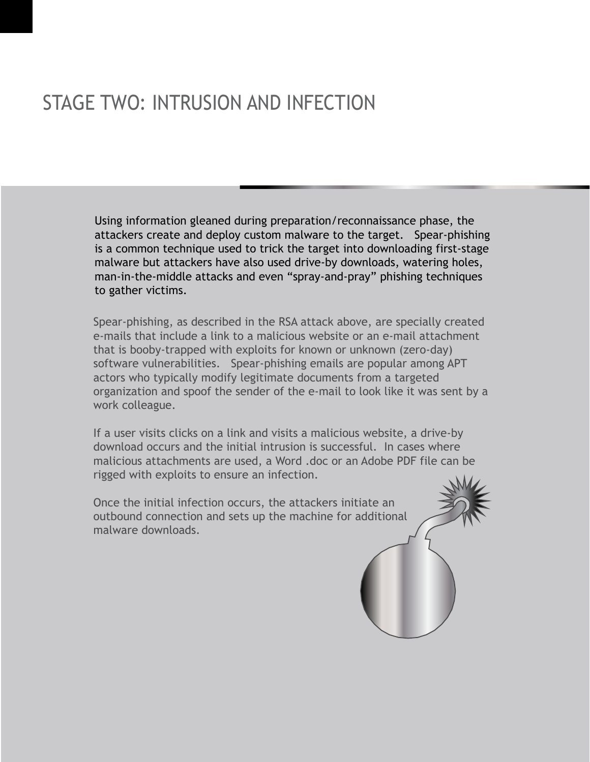# STAGE TWO: INTRUSION AND INFECTION

Using information gleaned during preparation/reconnaissance phase, the attackers create and deploy custom malware to the target.  Spear-phishing is a common technique used to trick the target into downloading first-stage malware but attackers have also used drive-by downloads, watering holes, man-in-the-middle attacks and even "spray-and-pray" phishing techniques to gather victims.

Spear-phishing, as described in the RSA attack above, are specially created e-mails that include a link to a malicious website or an e-mail attachment that is booby-trapped with exploits for known or unknown (zero-day) software vulnerabilities.  Spear-phishing emails are popular among APT actors who typically modify legitimate documents from a targeted organization and spoof the sender of the e-mail to look like it was sent by a work colleague.

If a user visits clicks on a link and visits a malicious website, a drive-by download occurs and the initial intrusion is successful.  In cases where malicious attachments are used, a Word .doc or an Adobe PDF file can be rigged with exploits to ensure an infection.

Once the initial infection occurs, the attackers initiate an outbound connection and sets up the machine for additional malware downloads.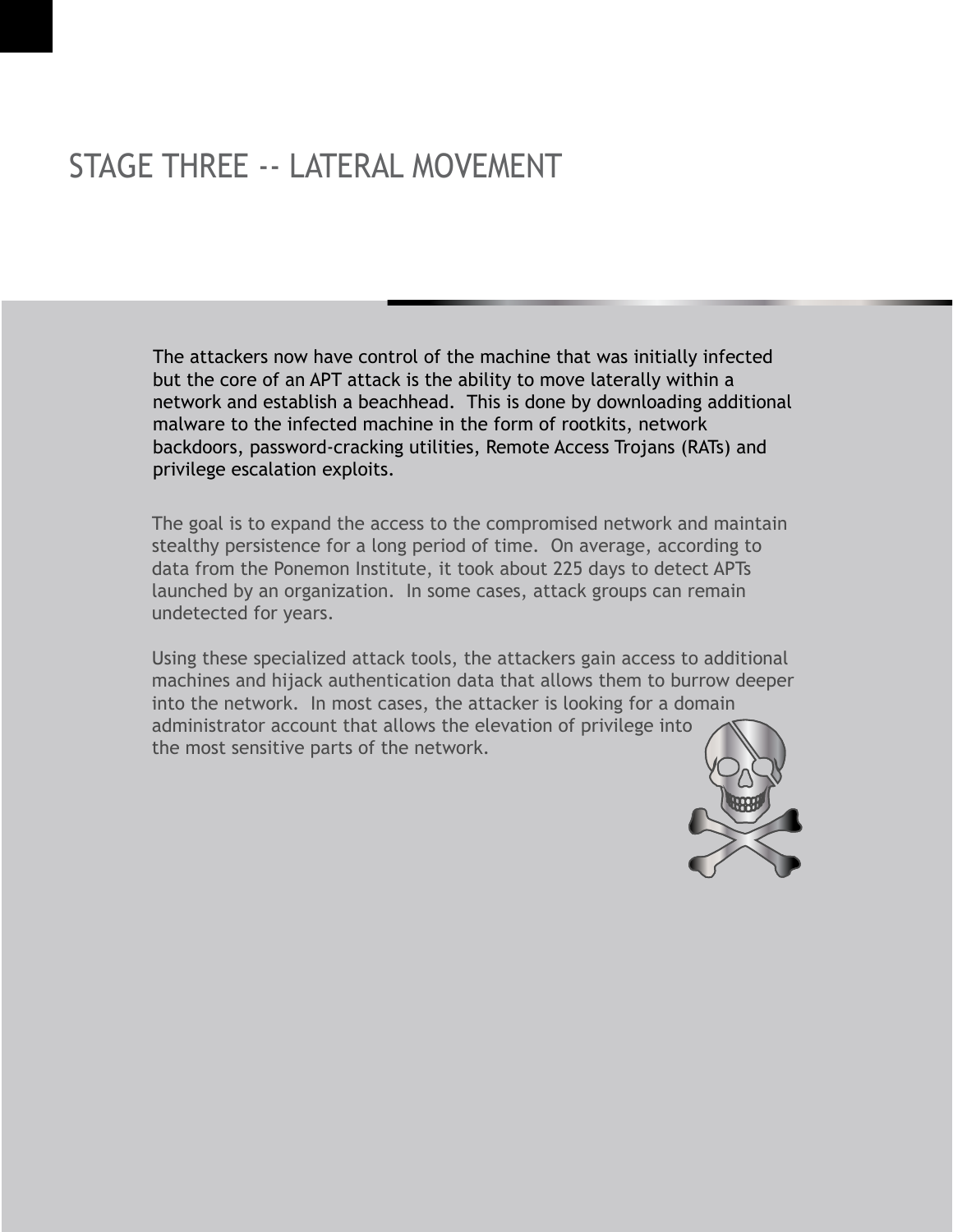# STAGE THREE -- LATERAL MOVEMENT

The attackers now have control of the machine that was initially infected but the core of an APT attack is the ability to move laterally within a network and establish a beachhead. This is done by downloading additional malware to the infected machine in the form of rootkits, network backdoors, password-cracking utilities, Remote Access Trojans (RATs) and privilege escalation exploits.

The goal is to expand the access to the compromised network and maintain stealthy persistence for a long period of time. On average, according to data from the Ponemon Institute, it took about 225 days to detect APTs launched by an organization. In some cases, attack groups can remain undetected for years.

Using these specialized attack tools, the attackers gain access to additional machines and hijack authentication data that allows them to burrow deeper into the network. In most cases, the attacker is looking for a domain administrator account that allows the elevation of privilege into the most sensitive parts of the network.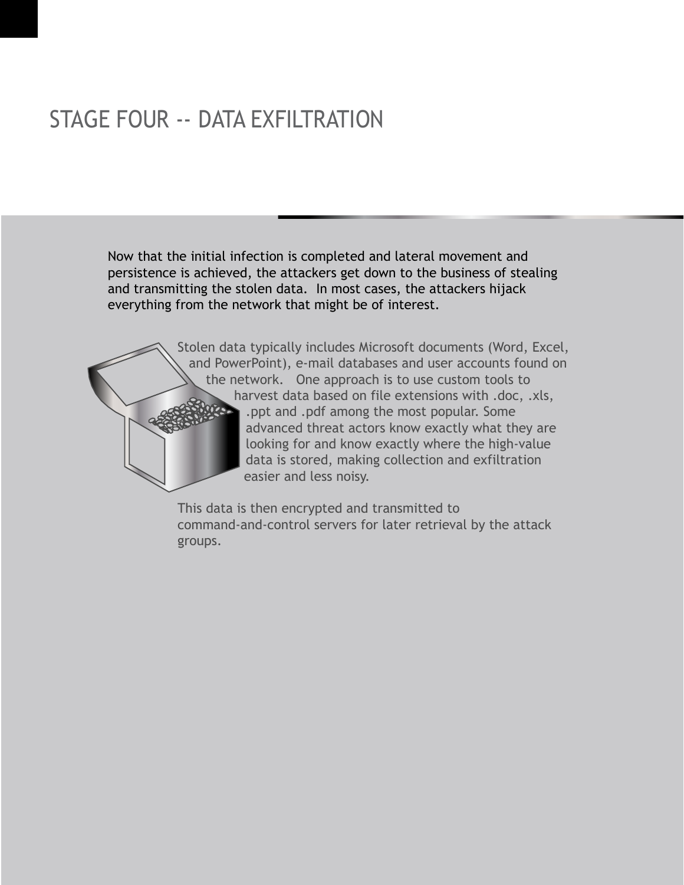# STAGE FOUR -- DATA EXFILTRATION

Now that the initial infection is completed and lateral movement and persistence is achieved, the attackers get down to the business of stealing and transmitting the stolen data. In most cases, the attackers hijack everything from the network that might be of interest.

Stolen data typically includes Microsoft documents (Word, Excel, and PowerPoint), e-mail databases and user accounts found on the network. One approach is to use custom tools to harvest data based on file extensions with .doc, .xls, .ppt and .pdf among the most popular. Some advanced threat actors know exactly what they are looking for and know exactly where the high-value data is stored, making collection and exfiltration easier and less noisy.

This data is then encrypted and transmitted to command-and-control servers for later retrieval by the attack groups.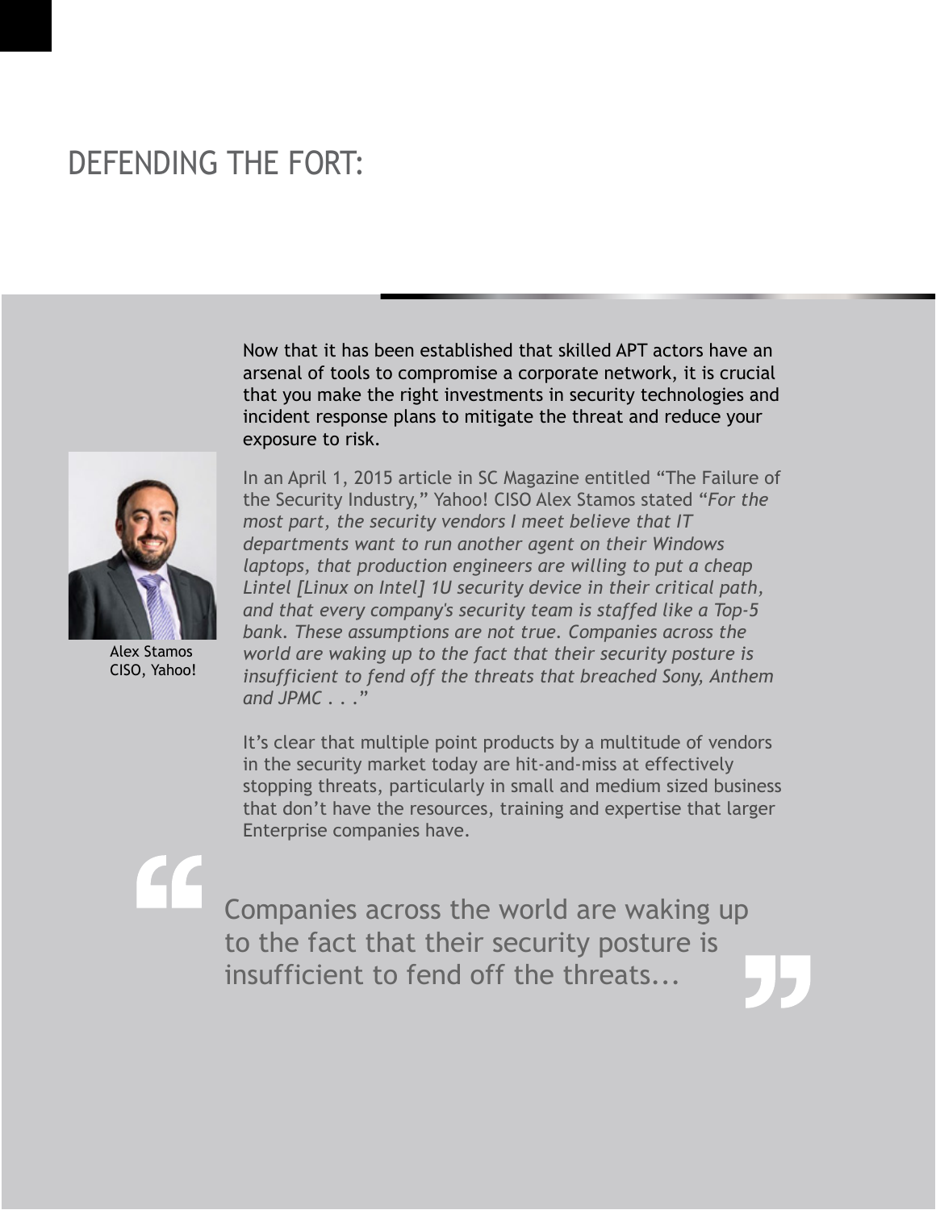# DEFENDING THE FORT:

Now that it has been established that skilled APT actors have an arsenal of tools to compromise a corporate network, it is crucial that you make the right investments in security technologies and incident response plans to mitigate the threat and reduce your exposure to risk.

Alex Stamos
CISO, Yahoo!

In an April 1, 2015 article in SC Magazine entitled “The Failure of the Security Industry,” Yahoo! CISO Alex Stamos stated *“For the most part, the security vendors I meet believe that IT departments want to run another agent on their Windows laptops, that production engineers are willing to put a cheap Lintel [Linux on Intel] 1U security device in their critical path, and that every company's security team is staffed like a Top-5 bank. These assumptions are not true. Companies across the world are waking up to the fact that their security posture is insufficient to fend off the threats that breached Sony, Anthem and JPMC . . .”*

It’s clear that multiple point products by a multitude of vendors in the security market today are hit-and-miss at effectively stopping threats, particularly in small and medium sized business that don’t have the resources, training and expertise that larger Enterprise companies have.

> “Companies across the world are waking up to the fact that their security posture is insufficient to fend off the threats...”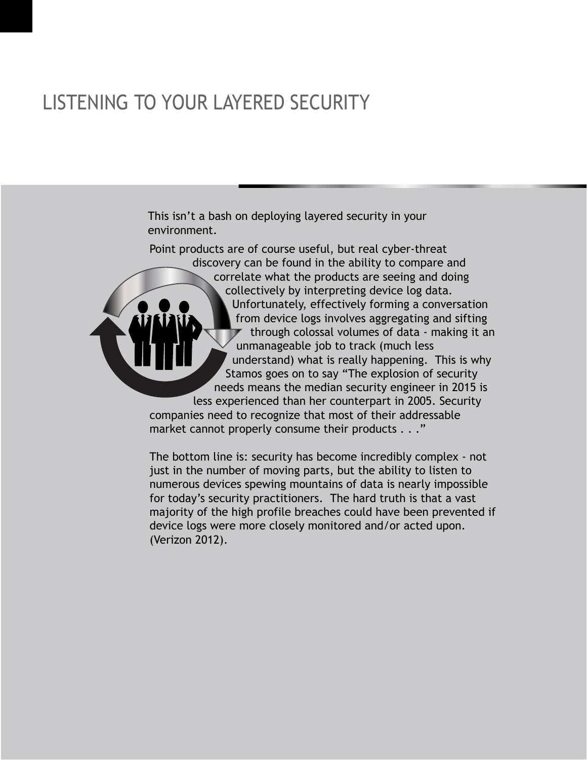# LISTENING TO YOUR LAYERED SECURITY

This isn't a bash on deploying layered security in your environment.

Point products are of course useful, but real cyber-threat discovery can be found in the ability to compare and correlate what the products are seeing and doing collectively by interpreting device log data. Unfortunately, effectively forming a conversation from device logs involves aggregating and sifting through colossal volumes of data - making it an unmanageable job to track (much less understand) what is really happening. This is why Stamos goes on to say "The explosion of security needs means the median security engineer in 2015 is less experienced than her counterpart in 2005. Security companies need to recognize that most of their addressable market cannot properly consume their products . . ."

The bottom line is: security has become incredibly complex - not just in the number of moving parts, but the ability to listen to numerous devices spewing mountains of data is nearly impossible for today's security practitioners. The hard truth is that a vast majority of the high profile breaches could have been prevented if device logs were more closely monitored and/or acted upon. (Verizon 2012).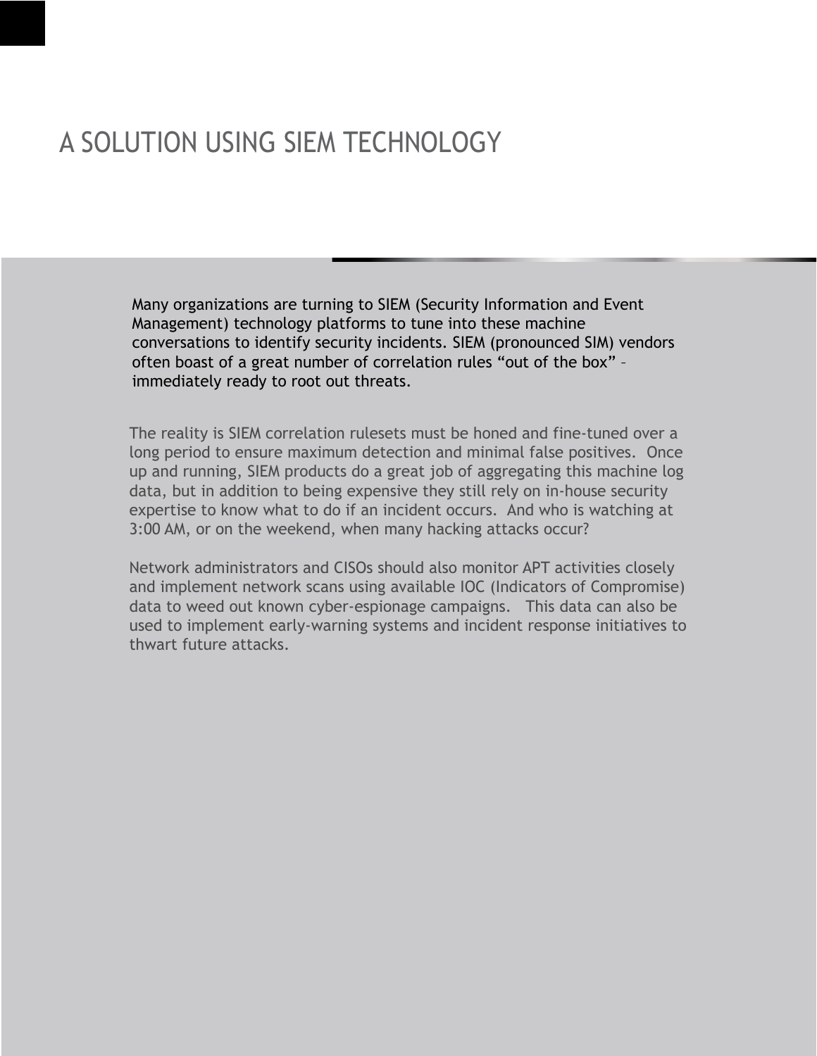# A SOLUTION USING SIEM TECHNOLOGY

Many organizations are turning to SIEM (Security Information and Event Management) technology platforms to tune into these machine conversations to identify security incidents. SIEM (pronounced SIM) vendors often boast of a great number of correlation rules "out of the box" – immediately ready to root out threats.

The reality is SIEM correlation rulesets must be honed and fine-tuned over a long period to ensure maximum detection and minimal false positives. Once up and running, SIEM products do a great job of aggregating this machine log data, but in addition to being expensive they still rely on in-house security expertise to know what to do if an incident occurs. And who is watching at 3:00 AM, or on the weekend, when many hacking attacks occur?

Network administrators and CISOs should also monitor APT activities closely and implement network scans using available IOC (Indicators of Compromise) data to weed out known cyber-espionage campaigns. This data can also be used to implement early-warning systems and incident response initiatives to thwart future attacks.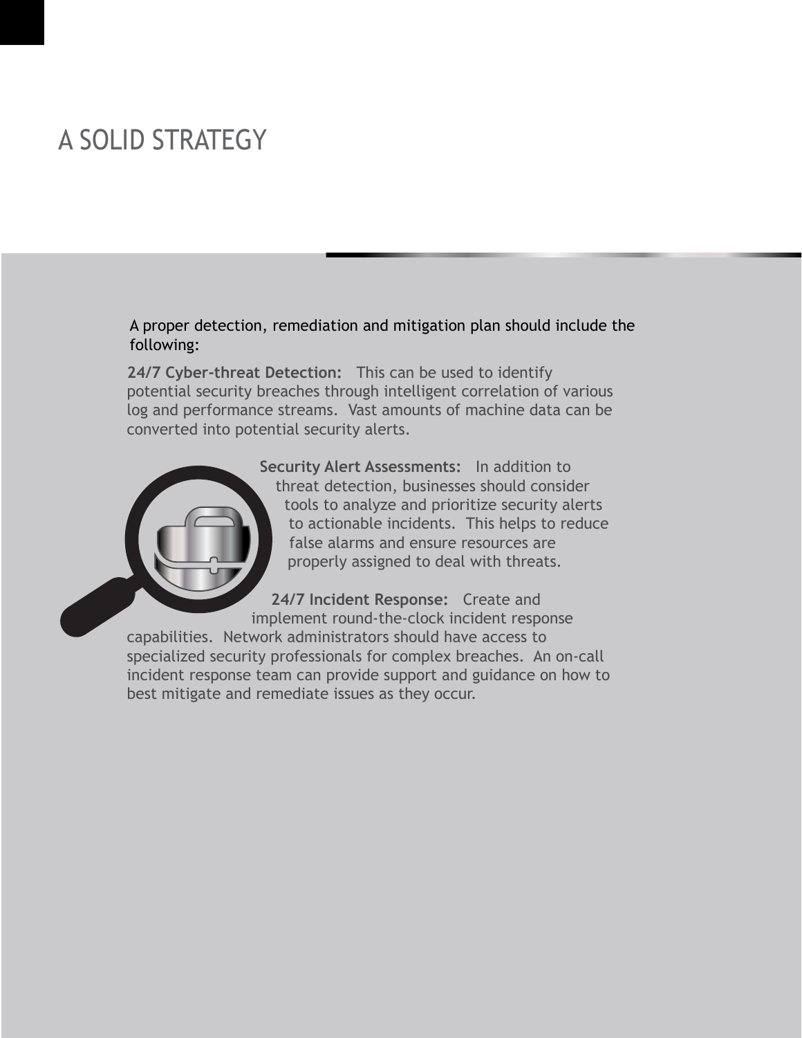# A SOLID STRATEGY

A proper detection, remediation and mitigation plan should include the following:

**24/7 Cyber-threat Detection:** This can be used to identify potential security breaches through intelligent correlation of various log and performance streams. Vast amounts of machine data can be converted into potential security alerts.

**Security Alert Assessments:** In addition to threat detection, businesses should consider tools to analyze and prioritize security alerts to actionable incidents. This helps to reduce false alarms and ensure resources are properly assigned to deal with threats.

**24/7 Incident Response:** Create and implement round-the-clock incident response capabilities. Network administrators should have access to specialized security professionals for complex breaches. An on-call incident response team can provide support and guidance on how to best mitigate and remediate issues as they occur.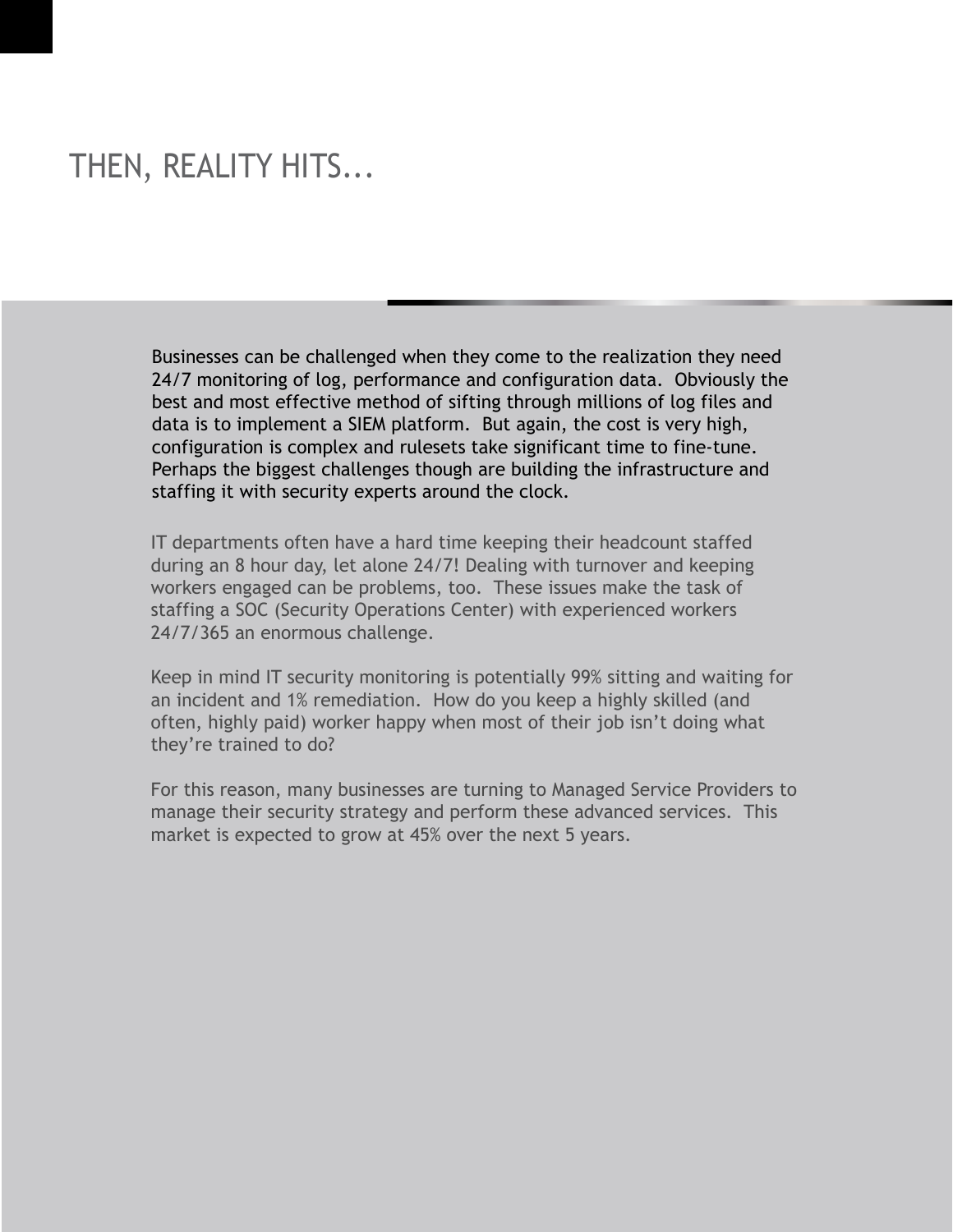# THEN, REALITY HITS...

Businesses can be challenged when they come to the realization they need 24/7 monitoring of log, performance and configuration data. Obviously the best and most effective method of sifting through millions of log files and data is to implement a SIEM platform. But again, the cost is very high, configuration is complex and rulesets take significant time to fine-tune. Perhaps the biggest challenges though are building the infrastructure and staffing it with security experts around the clock.

IT departments often have a hard time keeping their headcount staffed during an 8 hour day, let alone 24/7! Dealing with turnover and keeping workers engaged can be problems, too. These issues make the task of staffing a SOC (Security Operations Center) with experienced workers 24/7/365 an enormous challenge.

Keep in mind IT security monitoring is potentially 99% sitting and waiting for an incident and 1% remediation. How do you keep a highly skilled (and often, highly paid) worker happy when most of their job isn't doing what they're trained to do?

For this reason, many businesses are turning to Managed Service Providers to manage their security strategy and perform these advanced services. This market is expected to grow at 45% over the next 5 years.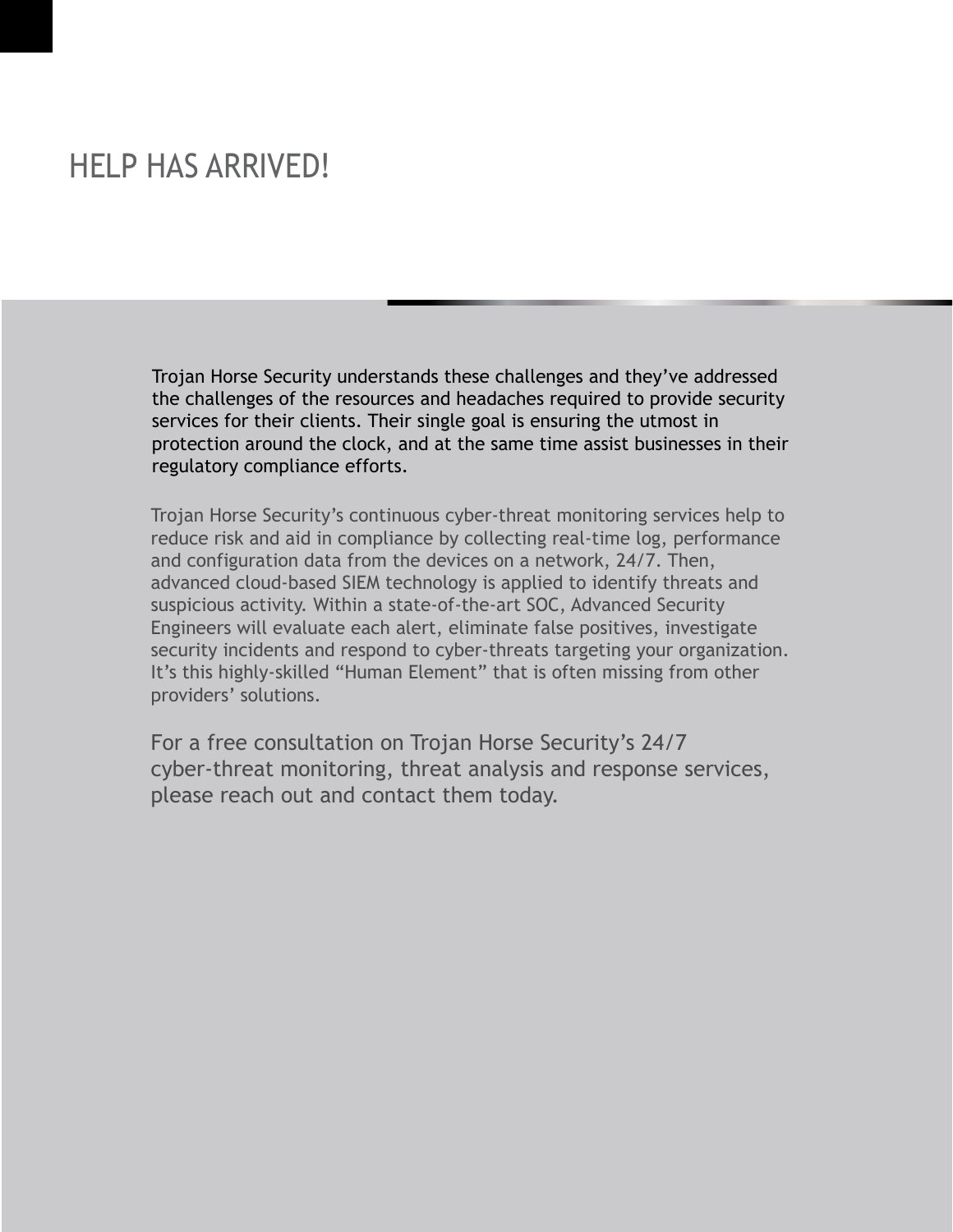# HELP HAS ARRIVED!

Trojan Horse Security understands these challenges and they've addressed the challenges of the resources and headaches required to provide security services for their clients. Their single goal is ensuring the utmost in protection around the clock, and at the same time assist businesses in their regulatory compliance efforts.

Trojan Horse Security's continuous cyber-threat monitoring services help to reduce risk and aid in compliance by collecting real-time log, performance and configuration data from the devices on a network, 24/7. Then, advanced cloud-based SIEM technology is applied to identify threats and suspicious activity. Within a state-of-the-art SOC, Advanced Security Engineers will evaluate each alert, eliminate false positives, investigate security incidents and respond to cyber-threats targeting your organization. It's this highly-skilled "Human Element" that is often missing from other providers' solutions.

For a free consultation on Trojan Horse Security's 24/7 cyber-threat monitoring, threat analysis and response services, please reach out and contact them today.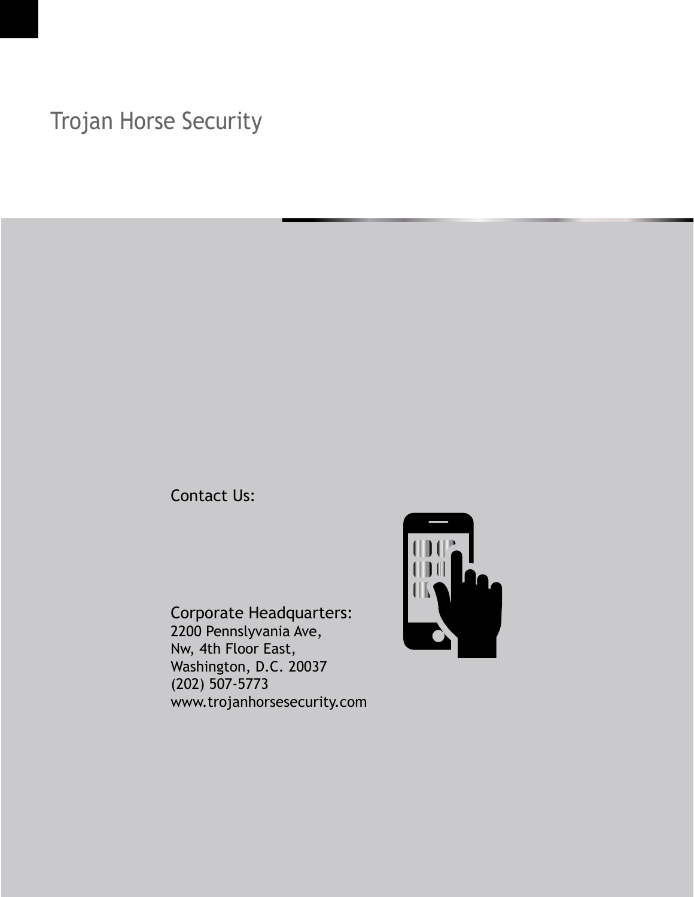Trojan Horse Security

Contact Us:

Corporate Headquarters:
2200 Pennslyvania Ave,
Nw, 4th Floor East,
Washington, D.C. 20037
(202) 507-5773
www.trojanhorsesecurity.com